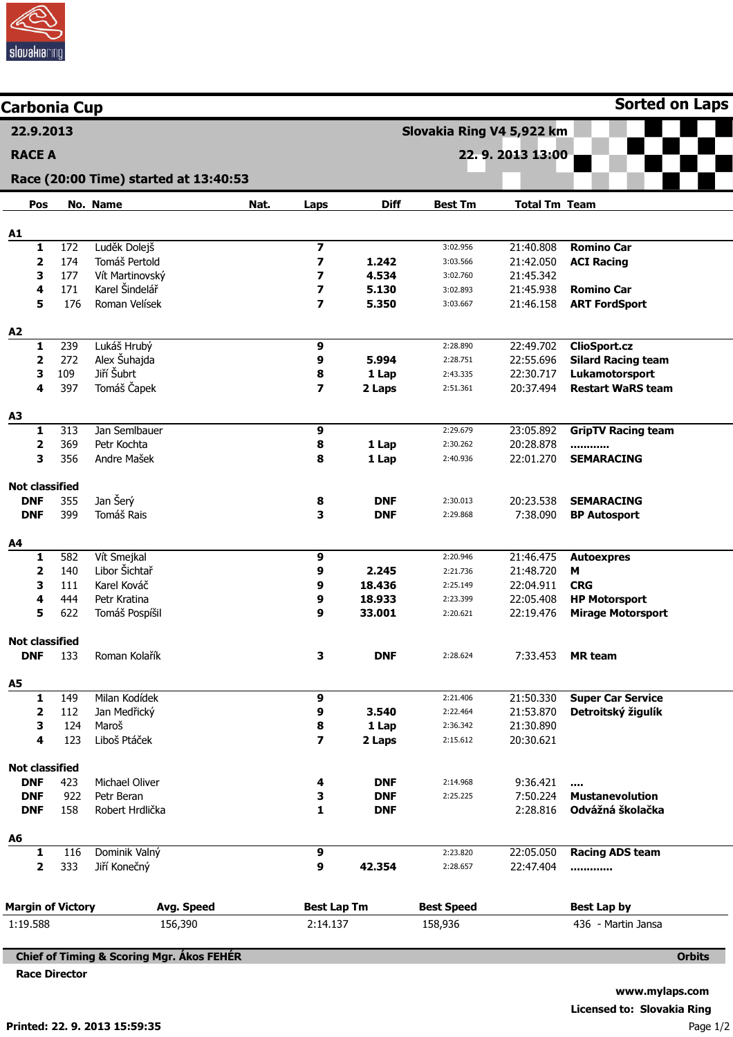# Carbonia Cup

**Sorted on Laps**

**22.9.2013** — **Slovakia Ring V4 5,922 km**

**RACE A** — **22. 9. 2013 13:00**

**Race (20:00 Time) started at 13:40:53**

| Pos | No. | Name | Nat. | Laps | Diff | Best Tm | Total Tm | Team |
|---|---|---|---|---|---|---|---|---|
| **A1** | | | | | | | | |
| **1** | 172 | Luděk Dolejš | | **7** | | 3:02.956 | 21:40.808 | **Romino Car** |
| **2** | 174 | Tomáš Pertold | | **7** | **1.242** | 3:03.566 | 21:42.050 | **ACI Racing** |
| **3** | 177 | Vít Martinovský | | **7** | **4.534** | 3:02.760 | 21:45.342 | |
| **4** | 171 | Karel Šindelář | | **7** | **5.130** | 3:02.893 | 21:45.938 | **Romino Car** |
| **5** | 176 | Roman Velísek | | **7** | **5.350** | 3:03.667 | 21:46.158 | **ART FordSport** |
| **A2** | | | | | | | | |
| **1** | 239 | Lukáš Hrubý | | **9** | | 2:28.890 | 22:49.702 | **ClioSport.cz** |
| **2** | 272 | Alex Šuhajda | | **9** | **5.994** | 2:28.751 | 22:55.696 | **Silard Racing team** |
| **3** | 109 | Jiří Šubrt | | **8** | **1 Lap** | 2:43.335 | 22:30.717 | **Lukamotorsport** |
| **4** | 397 | Tomáš Čapek | | **7** | **2 Laps** | 2:51.361 | 20:37.494 | **Restart WaRS team** |
| **A3** | | | | | | | | |
| **1** | 313 | Jan Semlbauer | | **9** | | 2:29.679 | 23:05.892 | **GripTV Racing team** |
| **2** | 369 | Petr Kochta | | **8** | **1 Lap** | 2:30.262 | 20:28.878 | **...........** |
| **3** | 356 | Andre Mašek | | **8** | **1 Lap** | 2:40.936 | 22:01.270 | **SEMARACING** |
| **Not classified** | | | | | | | | |
| **DNF** | 355 | Jan Šerý | | **8** | **DNF** | 2:30.013 | 20:23.538 | **SEMARACING** |
| **DNF** | 399 | Tomáš Rais | | **3** | **DNF** | 2:29.868 | 7:38.090 | **BP Autosport** |
| **A4** | | | | | | | | |
| **1** | 582 | Vít Smejkal | | **9** | | 2:20.946 | 21:46.475 | **Autoexpres** |
| **2** | 140 | Libor Šichtař | | **9** | **2.245** | 2:21.736 | 21:48.720 | **M** |
| **3** | 111 | Karel Kováč | | **9** | **18.436** | 2:25.149 | 22:04.911 | **CRG** |
| **4** | 444 | Petr Kratina | | **9** | **18.933** | 2:23.399 | 22:05.408 | **HP Motorsport** |
| **5** | 622 | Tomáš Pospíšil | | **9** | **33.001** | 2:20.621 | 22:19.476 | **Mirage Motorsport** |
| **Not classified** | | | | | | | | |
| **DNF** | 133 | Roman Kolařík | | **3** | **DNF** | 2:28.624 | 7:33.453 | **MR team** |
| **A5** | | | | | | | | |
| **1** | 149 | Milan Kodídek | | **9** | | 2:21.406 | 21:50.330 | **Super Car Service** |
| **2** | 112 | Jan Medřický | | **9** | **3.540** | 2:22.464 | 21:53.870 | **Detroitský žigulík** |
| **3** | 124 | Maroš | | **8** | **1 Lap** | 2:36.342 | 21:30.890 | |
| **4** | 123 | Liboš Ptáček | | **7** | **2 Laps** | 2:15.612 | 20:30.621 | |
| **Not classified** | | | | | | | | |
| **DNF** | 423 | Michael Oliver | | **4** | **DNF** | 2:14.968 | 9:36.421 | **....** |
| **DNF** | 922 | Petr Beran | | **3** | **DNF** | 2:25.225 | 7:50.224 | **Mustanevolution** |
| **DNF** | 158 | Robert Hrdlička | | **1** | **DNF** | | 2:28.816 | **Odvážná školačka** |
| **A6** | | | | | | | | |
| **1** | 116 | Dominik Valný | | **9** | | 2:23.820 | 22:05.050 | **Racing ADS team** |
| **2** | 333 | Jiří Konečný | | **9** | **42.354** | 2:28.657 | 22:47.404 | **............** |

| Margin of Victory | Avg. Speed | Best Lap Tm | Best Speed | Best Lap by |
|---|---|---|---|---|
| 1:19.588 | 156,390 | 2:14.137 | 158,936 | 436 - Martin Jansa |

**Chief of Timing & Scoring Mgr. Ákos FEHÉR** — **Orbits**

**Race Director**

**www.mylaps.com**

**Licensed to: Slovakia Ring**

**Printed: 22. 9. 2013 15:59:35**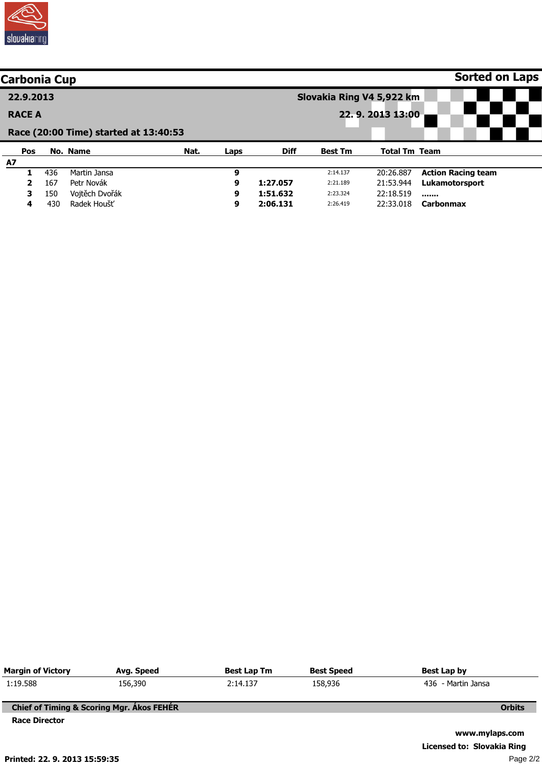# Carbonia Cup

**Sorted on Laps**

**22.9.2013** — **Slovakia Ring V4 5,922 km**

**RACE A** — **22. 9. 2013 13:00**

**Race (20:00 Time) started at 13:40:53**

| Pos | No. | Name | Nat. | Laps | Diff | Best Tm | Total Tm | Team |
|---|---|---|---|---|---|---|---|---|
| **A7** | | | | | | | | |
| **1** | 436 | Martin Jansa | | **9** | | 2:14.137 | 20:26.887 | **Action Racing team** |
| **2** | 167 | Petr Novák | | **9** | **1:27.057** | 2:21.189 | 21:53.944 | **Lukamotorsport** |
| **3** | 150 | Vojtěch Dvořák | | **9** | **1:51.632** | 2:23.324 | 22:18.519 | **.......** |
| **4** | 430 | Radek Houšť | | **9** | **2:06.131** | 2:26.419 | 22:33.018 | **Carbonmax** |

| Margin of Victory | Avg. Speed | Best Lap Tm | Best Speed | Best Lap by |
|---|---|---|---|---|
| 1:19.588 | 156,390 | 2:14.137 | 158,936 | 436 - Martin Jansa |

**Chief of Timing & Scoring Mgr. Ákos FEHÉR**

**Race Director**

**Orbits**

**www.mylaps.com**

**Licensed to: Slovakia Ring**

**Printed: 22. 9. 2013 15:59:35**